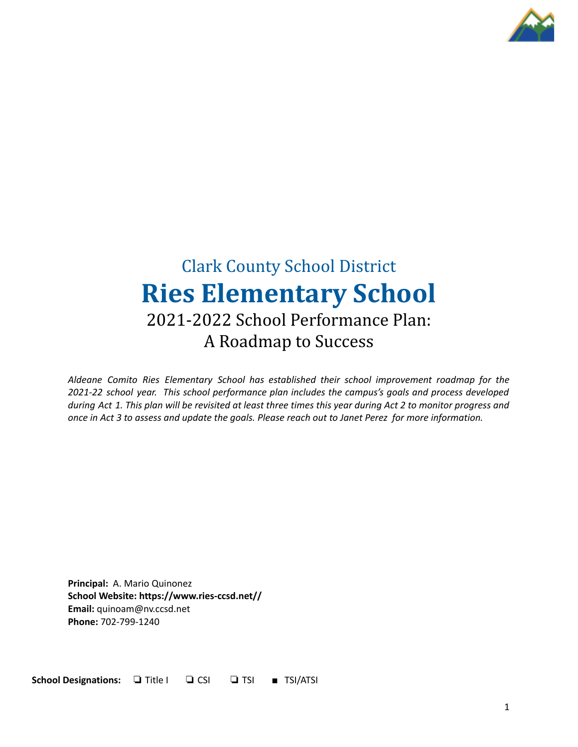Clark County School District

# Ries Elementary School

## 2021-2022 School Performance Plan: A Roadmap to Success

*Aldeane Comito Ries Elementary School has established their school improvement roadmap for the 2021-22 school year. This school performance plan includes the campus's goals and process developed during Act 1. This plan will be revisited at least three times this year during Act 2 to monitor progress and once in Act 3 to assess and update the goals. Please reach out to Janet Perez for more information.*

**Principal:** A. Mario Quinonez
**School Website: https://www.ries-ccsd.net//**
**Email:** quinoam@nv.ccsd.net
**Phone:** 702-799-1240

**School Designations:** ❏ Title I ❏ CSI ❏ TSI ■ TSI/ATSI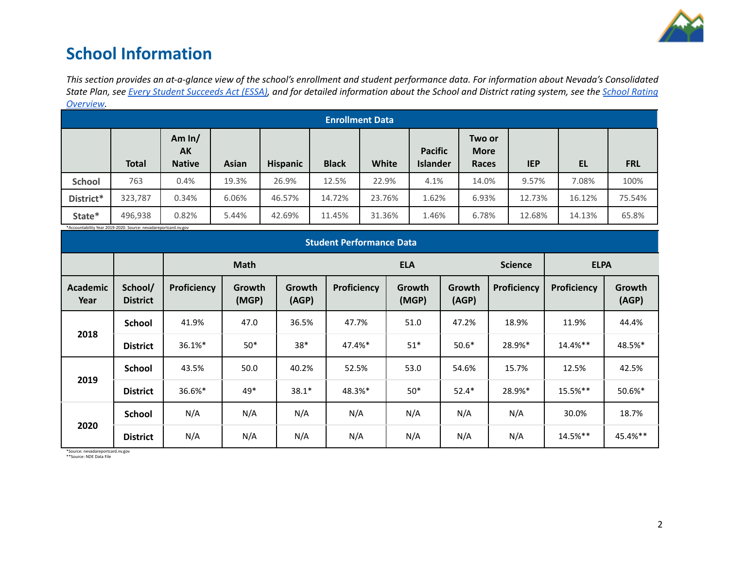## School Information

*This section provides an at-a-glance view of the school's enrollment and student performance data. For information about Nevada's Consolidated State Plan, see [Every Student Succeeds Act (ESSA)](), and for detailed information about the School and District rating system, see the [School Rating Overview]().*

| Enrollment Data | | | | | | | | | | | |
|---|---|---|---|---|---|---|---|---|---|---|---|
| | **Total** | **Am In/ AK Native** | **Asian** | **Hispanic** | **Black** | **White** | **Pacific Islander** | **Two or More Races** | **IEP** | **EL** | **FRL** |
| **School** | 763 | 0.4% | 19.3% | 26.9% | 12.5% | 22.9% | 4.1% | 14.0% | 9.57% | 7.08% | 100% |
| **District*** | 323,787 | 0.34% | 6.06% | 46.57% | 14.72% | 23.76% | 1.62% | 6.93% | 12.73% | 16.12% | 75.54% |
| **State*** | 496,938 | 0.82% | 5.44% | 42.69% | 11.45% | 31.36% | 1.46% | 6.78% | 12.68% | 14.13% | 65.8% |

*Accountability Year 2019-2020. Source: nevadareportcard.nv.gov

| Student Performance Data | | | | | | | | | | |
|---|---|---|---|---|---|---|---|---|---|---|
| | | **Math** | | | **ELA** | | | **Science** | **ELPA** | |
| **Academic Year** | **School/ District** | **Proficiency** | **Growth (MGP)** | **Growth (AGP)** | **Proficiency** | **Growth (MGP)** | **Growth (AGP)** | **Proficiency** | **Proficiency** | **Growth (AGP)** |
| **2018** | **School** | 41.9% | 47.0 | 36.5% | 47.7% | 51.0 | 47.2% | 18.9% | 11.9% | 44.4% |
| | **District** | 36.1%* | 50* | 38* | 47.4%* | 51* | 50.6* | 28.9%* | 14.4%** | 48.5%* |
| **2019** | **School** | 43.5% | 50.0 | 40.2% | 52.5% | 53.0 | 54.6% | 15.7% | 12.5% | 42.5% |
| | **District** | 36.6%* | 49* | 38.1* | 48.3%* | 50* | 52.4* | 28.9%* | 15.5%** | 50.6%* |
| **2020** | **School** | N/A | N/A | N/A | N/A | N/A | N/A | N/A | 30.0% | 18.7% |
| | **District** | N/A | N/A | N/A | N/A | N/A | N/A | N/A | 14.5%** | 45.4%** |

*Source: nevadareportcard.nv.gov
**Source: NDE Data File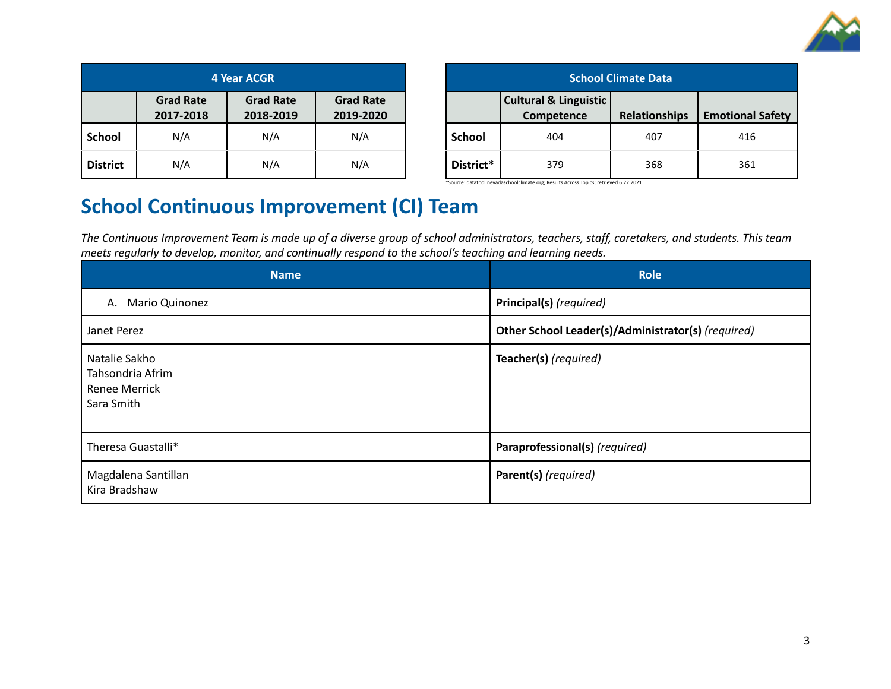| 4 Year ACGR | | | |
|---|---|---|---|
| | Grad Rate 2017-2018 | Grad Rate 2018-2019 | Grad Rate 2019-2020 |
| **School** | N/A | N/A | N/A |
| **District** | N/A | N/A | N/A |

| School Climate Data | | | |
|---|---|---|---|
| | Cultural & Linguistic Competence | Relationships | Emotional Safety |
| **School** | 404 | 407 | 416 |
| **District*** | 379 | 368 | 361 |

*Source: datatool.nevadaschoolclimate.org; Results Across Topics; retrieved 6.22.2021

## School Continuous Improvement (CI) Team

*The Continuous Improvement Team is made up of a diverse group of school administrators, teachers, staff, caretakers, and students. This team meets regularly to develop, monitor, and continually respond to the school's teaching and learning needs.*

| Name | Role |
|---|---|
| A. Mario Quinonez | **Principal(s)** *(required)* |
| Janet Perez | **Other School Leader(s)/Administrator(s)** *(required)* |
| Natalie Sakho<br>Tahsondria Afrim<br>Renee Merrick<br>Sara Smith | **Teacher(s)** *(required)* |
| Theresa Guastalli* | **Paraprofessional(s)** *(required)* |
| Magdalena Santillan<br>Kira Bradshaw | **Parent(s)** *(required)* |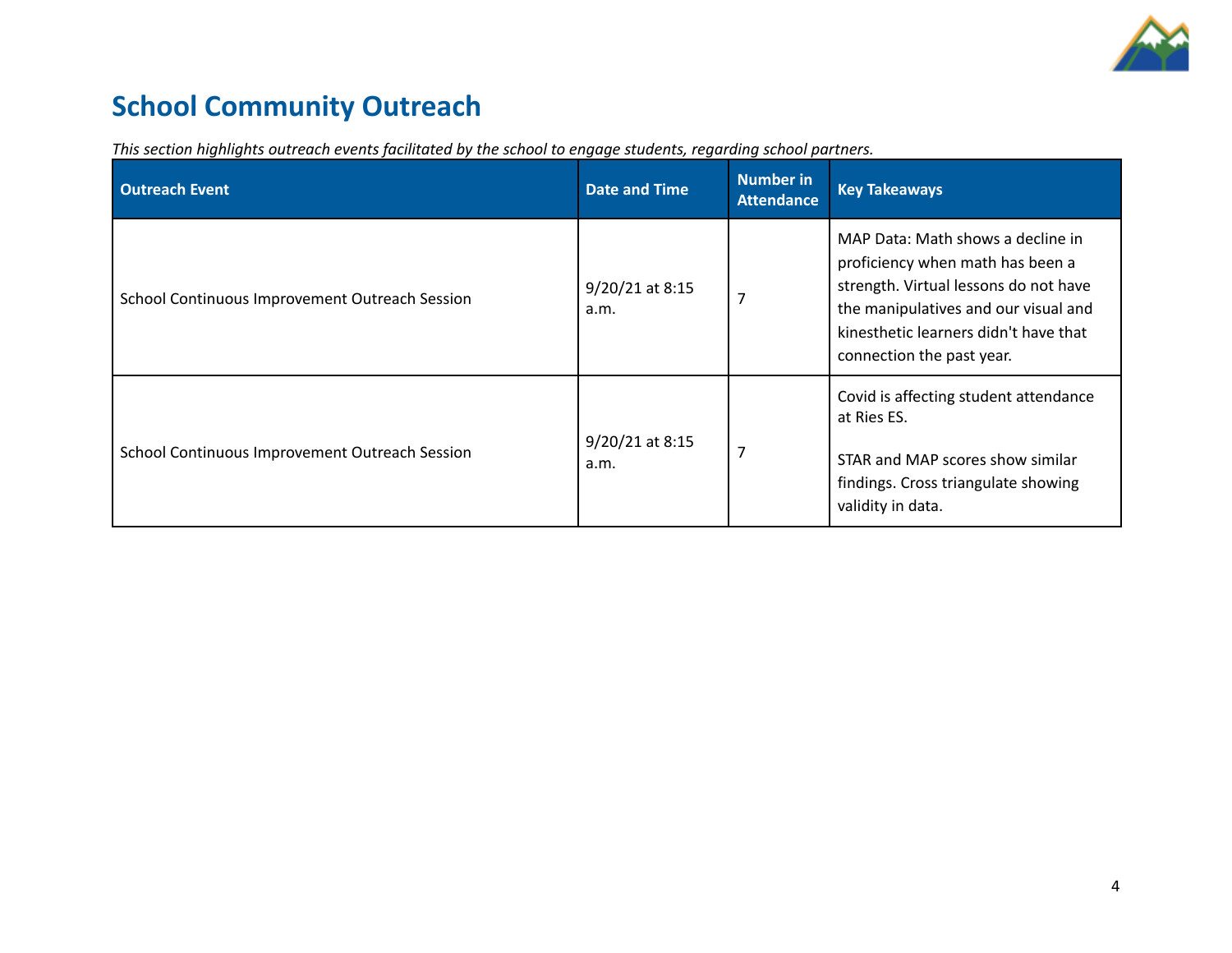# School Community Outreach

*This section highlights outreach events facilitated by the school to engage students, regarding school partners.*

| Outreach Event | Date and Time | Number in Attendance | Key Takeaways |
| --- | --- | --- | --- |
| School Continuous Improvement Outreach Session | 9/20/21 at 8:15 a.m. | 7 | MAP Data: Math shows a decline in proficiency when math has been a strength. Virtual lessons do not have the manipulatives and our visual and kinesthetic learners didn't have that connection the past year. |
| School Continuous Improvement Outreach Session | 9/20/21 at 8:15 a.m. | 7 | Covid is affecting student attendance at Ries ES.<br><br>STAR and MAP scores show similar findings. Cross triangulate showing validity in data. |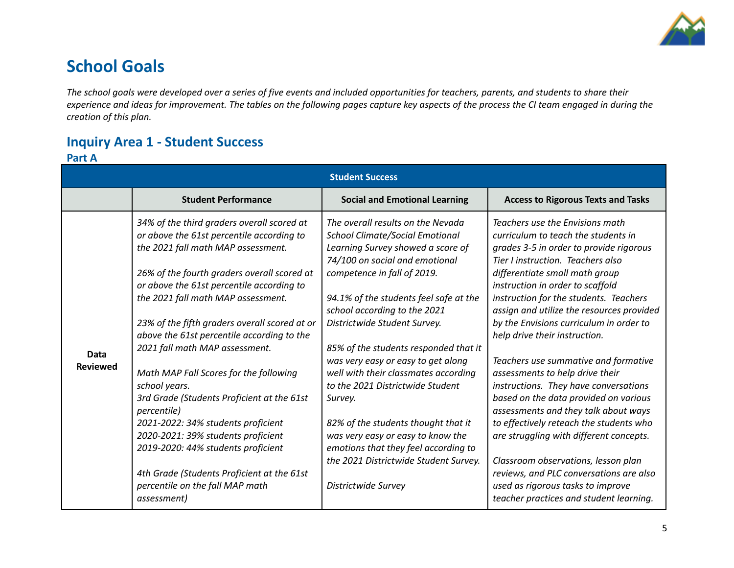# School Goals

*The school goals were developed over a series of five events and included opportunities for teachers, parents, and students to share their experience and ideas for improvement. The tables on the following pages capture key aspects of the process the CI team engaged in during the creation of this plan.*

## Inquiry Area 1 - Student Success

### Part A

| Student Success | | | |
|---|---|---|---|
| | **Student Performance** | **Social and Emotional Learning** | **Access to Rigorous Texts and Tasks** |
| **Data Reviewed** | *34% of the third graders overall scored at or above the 61st percentile according to the 2021 fall math MAP assessment.*<br><br>*26% of the fourth graders overall scored at or above the 61st percentile according to the 2021 fall math MAP assessment.*<br><br>*23% of the fifth graders overall scored at or above the 61st percentile according to the 2021 fall math MAP assessment.*<br><br>*Math MAP Fall Scores for the following school years.*<br>*3rd Grade (Students Proficient at the 61st percentile)*<br>*2021-2022: 34% students proficient*<br>*2020-2021: 39% students proficient*<br>*2019-2020: 44% students proficient*<br><br>*4th Grade (Students Proficient at the 61st percentile on the fall MAP math assessment)* | *The overall results on the Nevada School Climate/Social Emotional Learning Survey showed a score of 74/100 on social and emotional competence in fall of 2019.*<br><br>*94.1% of the students feel safe at the school according to the 2021 Districtwide Student Survey.*<br><br>*85% of the students responded that it was very easy or easy to get along well with their classmates according to the 2021 Distrctwide Student Survey.*<br><br>*82% of the students thought that it was very easy or easy to know the emotions that they feel according to the 2021 Districtwide Student Survey.*<br><br>*Districtwide Survey* | *Teachers use the Envisions math curriculum to teach the students in grades 3-5 in order to provide rigorous Tier I instruction. Teachers also differentiate small math group instruction in order to scaffold instruction for the students. Teachers assign and utilize the resources provided by the Envisions curriculum in order to help drive their instruction.*<br><br>*Teachers use summative and formative assessments to help drive their instructions. They have conversations based on the data provided on various assessments and they talk about ways to effectively reteach the students who are struggling with different concepts.*<br><br>*Classroom observations, lesson plan reviews, and PLC conversations are also used as rigorous tasks to improve teacher practices and student learning.* |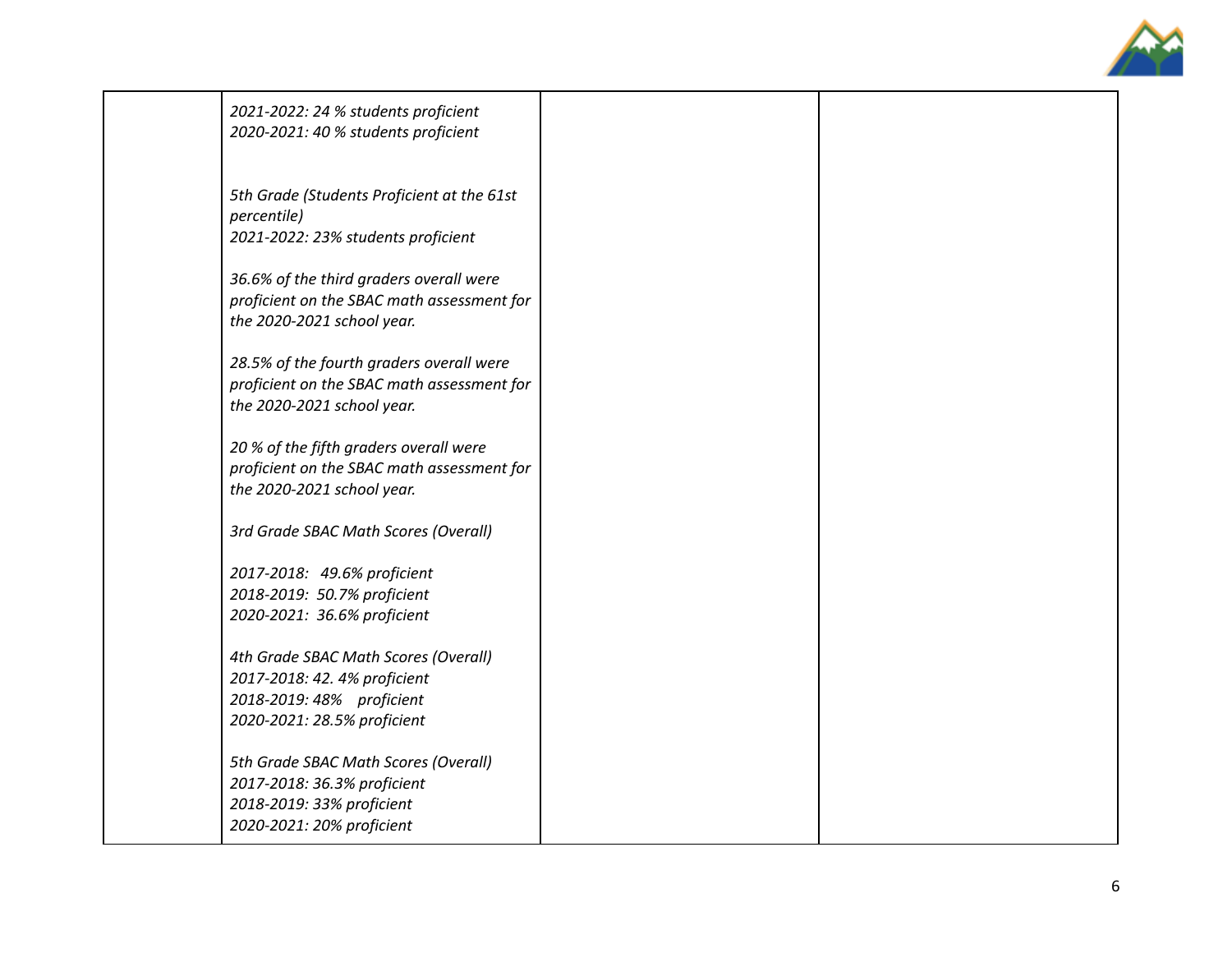| | | | |
|---|---|---|---|
| | *2021-2022: 24 % students proficient*<br>*2020-2021: 40 % students proficient*<br><br><br>*5th Grade (Students Proficient at the 61st percentile)*<br>*2021-2022: 23% students proficient*<br><br>*36.6% of the third graders overall were proficient on the SBAC math assessment for the 2020-2021 school year.*<br><br>*28.5% of the fourth graders overall were proficient on the SBAC math assessment for the 2020-2021 school year.*<br><br>*20 % of the fifth graders overall were proficient on the SBAC math assessment for the 2020-2021 school year.*<br><br>*3rd Grade SBAC Math Scores (Overall)*<br><br>*2017-2018: 49.6% proficient*<br>*2018-2019: 50.7% proficient*<br>*2020-2021: 36.6% proficient*<br><br>*4th Grade SBAC Math Scores (Overall)*<br>*2017-2018: 42. 4% proficient*<br>*2018-2019: 48% proficient*<br>*2020-2021: 28.5% proficient*<br><br>*5th Grade SBAC Math Scores (Overall)*<br>*2017-2018: 36.3% proficient*<br>*2018-2019: 33% proficient*<br>*2020-2021: 20% proficient* | | |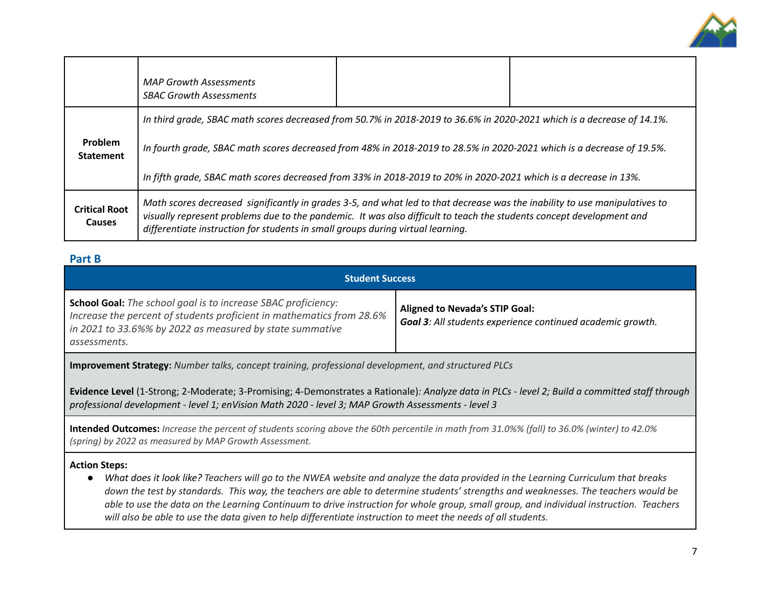| | | | |
|---|---|---|---|
| | *MAP Growth Assessments*<br>*SBAC Growth Assessments* | | |
| **Problem Statement** | *In third grade, SBAC math scores decreased from 50.7% in 2018-2019 to 36.6% in 2020-2021 which is a decrease of 14.1%.*<br><br>*In fourth grade, SBAC math scores decreased from 48% in 2018-2019 to 28.5% in 2020-2021 which is a decrease of 19.5%.*<br><br>*In fifth grade, SBAC math scores decreased from 33% in 2018-2019 to 20% in 2020-2021 which is a decrease in 13%.* | | |
| **Critical Root Causes** | *Math scores decreased significantly in grades 3-5, and what led to that decrease was the inability to use manipulatives to visually represent problems due to the pandemic. It was also difficult to teach the students concept development and differentiate instruction for students in small groups during virtual learning.* | | |

## Part B

| Student Success | |
|---|---|
| **School Goal:** *The school goal is to increase SBAC proficiency: Increase the percent of students proficient in mathematics from 28.6% in 2021 to 33.6%% by 2022 as measured by state summative assessments.* | **Aligned to Nevada's STIP Goal:**<br>***Goal 3****: All students experience continued academic growth.* |
| **Improvement Strategy:** *Number talks, concept training, professional development, and structured PLCs*<br><br>**Evidence Level** (1-Strong; 2-Moderate; 3-Promising; 4-Demonstrates a Rationale)*: Analyze data in PLCs - level 2; Build a committed staff through professional development - level 1; enVision Math 2020 - level 3; MAP Growth Assessments - level 3* | |
| **Intended Outcomes:** *Increase the percent of students scoring above the 60th percentile in math from 31.0%% (fall) to 36.0% (winter) to 42.0% (spring) by 2022 as measured by MAP Growth Assessment.* | |
| **Action Steps:**<br>● *What does it look like? Teachers will go to the NWEA website and analyze the data provided in the Learning Curriculum that breaks down the test by standards. This way, the teachers are able to determine students' strengths and weaknesses. The teachers would be able to use the data on the Learning Continuum to drive instruction for whole group, small group, and individual instruction. Teachers will also be able to use the data given to help differentiate instruction to meet the needs of all students.* | |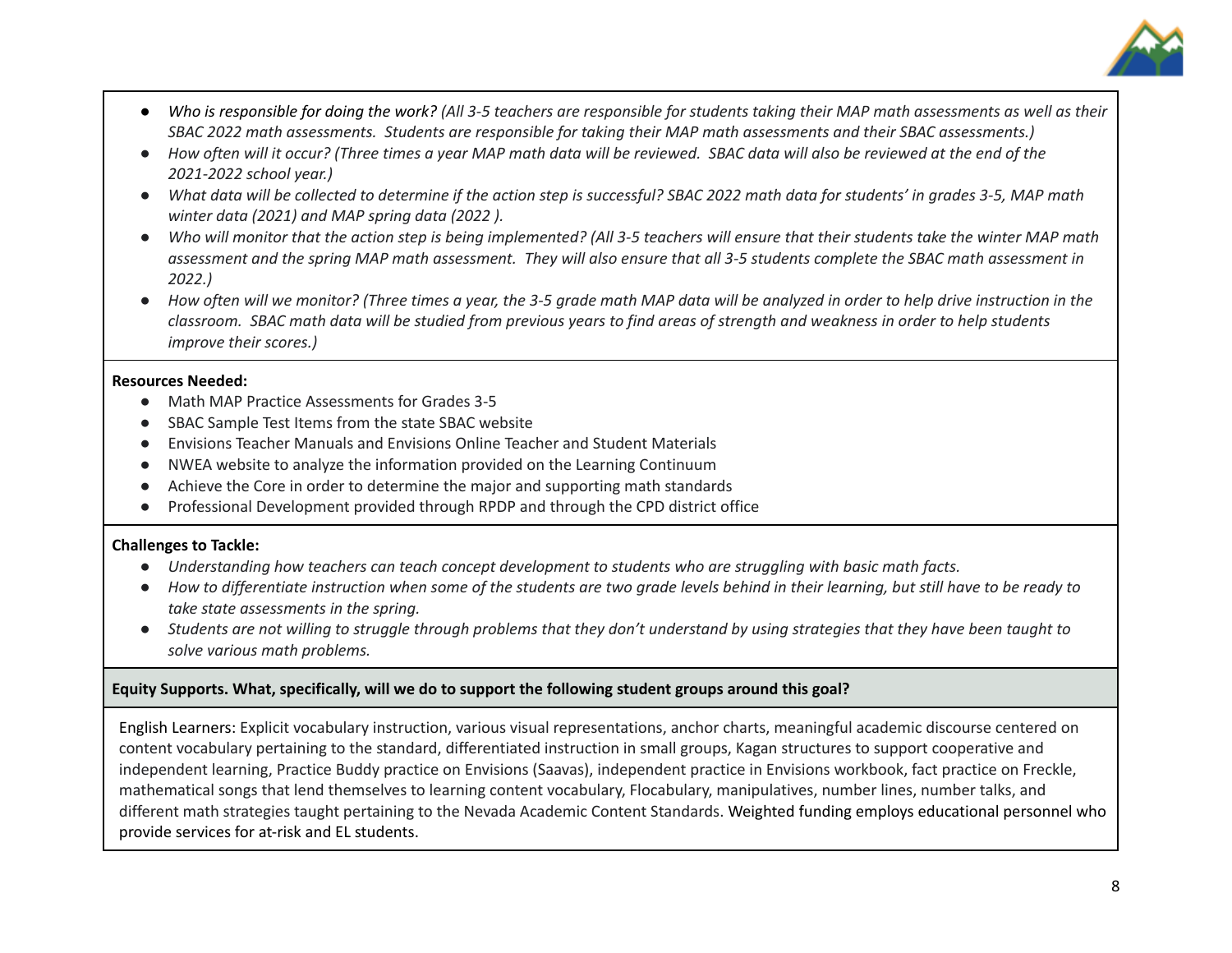- *Who is responsible for doing the work? (All 3-5 teachers are responsible for students taking their MAP math assessments as well as their SBAC 2022 math assessments. Students are responsible for taking their MAP math assessments and their SBAC assessments.)*
- *How often will it occur? (Three times a year MAP math data will be reviewed. SBAC data will also be reviewed at the end of the 2021-2022 school year.)*
- *What data will be collected to determine if the action step is successful? SBAC 2022 math data for students' in grades 3-5, MAP math winter data (2021) and MAP spring data (2022 ).*
- *Who will monitor that the action step is being implemented? (All 3-5 teachers will ensure that their students take the winter MAP math assessment and the spring MAP math assessment. They will also ensure that all 3-5 students complete the SBAC math assessment in 2022.)*
- *How often will we monitor? (Three times a year, the 3-5 grade math MAP data will be analyzed in order to help drive instruction in the classroom. SBAC math data will be studied from previous years to find areas of strength and weakness in order to help students improve their scores.)*

**Resources Needed:**

- Math MAP Practice Assessments for Grades 3-5
- SBAC Sample Test Items from the state SBAC website
- Envisions Teacher Manuals and Envisions Online Teacher and Student Materials
- NWEA website to analyze the information provided on the Learning Continuum
- Achieve the Core in order to determine the major and supporting math standards
- Professional Development provided through RPDP and through the CPD district office

**Challenges to Tackle:**

- *Understanding how teachers can teach concept development to students who are struggling with basic math facts.*
- *How to differentiate instruction when some of the students are two grade levels behind in their learning, but still have to be ready to take state assessments in the spring.*
- *Students are not willing to struggle through problems that they don't understand by using strategies that they have been taught to solve various math problems.*

**Equity Supports. What, specifically, will we do to support the following student groups around this goal?**

English Learners: Explicit vocabulary instruction, various visual representations, anchor charts, meaningful academic discourse centered on content vocabulary pertaining to the standard, differentiated instruction in small groups, Kagan structures to support cooperative and independent learning, Practice Buddy practice on Envisions (Saavas), independent practice in Envisions workbook, fact practice on Freckle, mathematical songs that lend themselves to learning content vocabulary, Flocabulary, manipulatives, number lines, number talks, and different math strategies taught pertaining to the Nevada Academic Content Standards. Weighted funding employs educational personnel who provide services for at-risk and EL students.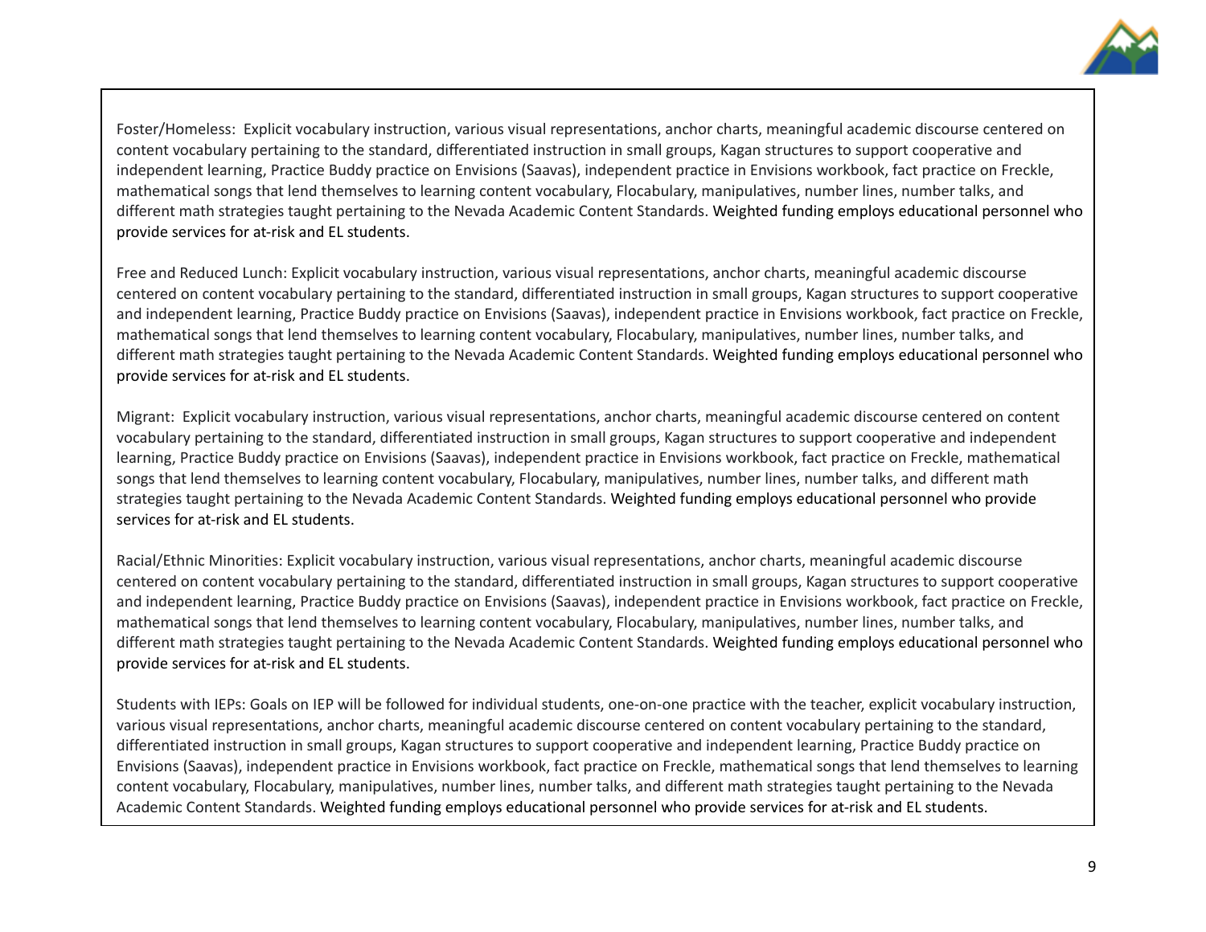Foster/Homeless: Explicit vocabulary instruction, various visual representations, anchor charts, meaningful academic discourse centered on content vocabulary pertaining to the standard, differentiated instruction in small groups, Kagan structures to support cooperative and independent learning, Practice Buddy practice on Envisions (Saavas), independent practice in Envisions workbook, fact practice on Freckle, mathematical songs that lend themselves to learning content vocabulary, Flocabulary, manipulatives, number lines, number talks, and different math strategies taught pertaining to the Nevada Academic Content Standards. Weighted funding employs educational personnel who provide services for at-risk and EL students.

Free and Reduced Lunch: Explicit vocabulary instruction, various visual representations, anchor charts, meaningful academic discourse centered on content vocabulary pertaining to the standard, differentiated instruction in small groups, Kagan structures to support cooperative and independent learning, Practice Buddy practice on Envisions (Saavas), independent practice in Envisions workbook, fact practice on Freckle, mathematical songs that lend themselves to learning content vocabulary, Flocabulary, manipulatives, number lines, number talks, and different math strategies taught pertaining to the Nevada Academic Content Standards. Weighted funding employs educational personnel who provide services for at-risk and EL students.

Migrant: Explicit vocabulary instruction, various visual representations, anchor charts, meaningful academic discourse centered on content vocabulary pertaining to the standard, differentiated instruction in small groups, Kagan structures to support cooperative and independent learning, Practice Buddy practice on Envisions (Saavas), independent practice in Envisions workbook, fact practice on Freckle, mathematical songs that lend themselves to learning content vocabulary, Flocabulary, manipulatives, number lines, number talks, and different math strategies taught pertaining to the Nevada Academic Content Standards. Weighted funding employs educational personnel who provide services for at-risk and EL students.

Racial/Ethnic Minorities: Explicit vocabulary instruction, various visual representations, anchor charts, meaningful academic discourse centered on content vocabulary pertaining to the standard, differentiated instruction in small groups, Kagan structures to support cooperative and independent learning, Practice Buddy practice on Envisions (Saavas), independent practice in Envisions workbook, fact practice on Freckle, mathematical songs that lend themselves to learning content vocabulary, Flocabulary, manipulatives, number lines, number talks, and different math strategies taught pertaining to the Nevada Academic Content Standards. Weighted funding employs educational personnel who provide services for at-risk and EL students.

Students with IEPs: Goals on IEP will be followed for individual students, one-on-one practice with the teacher, explicit vocabulary instruction, various visual representations, anchor charts, meaningful academic discourse centered on content vocabulary pertaining to the standard, differentiated instruction in small groups, Kagan structures to support cooperative and independent learning, Practice Buddy practice on Envisions (Saavas), independent practice in Envisions workbook, fact practice on Freckle, mathematical songs that lend themselves to learning content vocabulary, Flocabulary, manipulatives, number lines, number talks, and different math strategies taught pertaining to the Nevada Academic Content Standards. Weighted funding employs educational personnel who provide services for at-risk and EL students.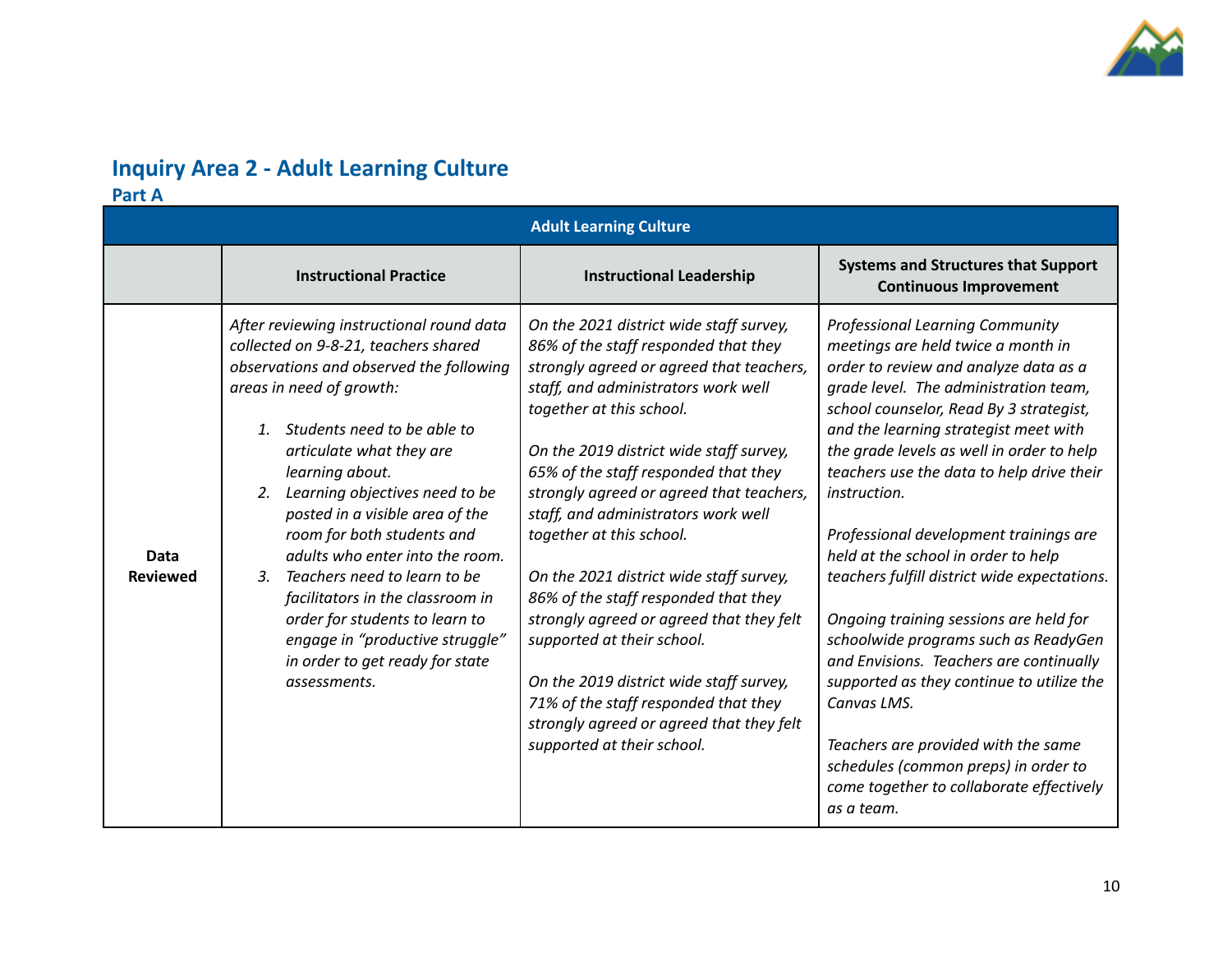## Inquiry Area 2 - Adult Learning Culture

### Part A

| Adult Learning Culture | | | |
|---|---|---|---|
| | **Instructional Practice** | **Instructional Leadership** | **Systems and Structures that Support Continuous Improvement** |
| **Data Reviewed** | *After reviewing instructional round data collected on 9-8-21, teachers shared observations and observed the following areas in need of growth:*<br><br>1. *Students need to be able to articulate what they are learning about.*<br>2. *Learning objectives need to be posted in a visible area of the room for both students and adults who enter into the room.*<br>3. *Teachers need to learn to be facilitators in the classroom in order for students to learn to engage in "productive struggle" in order to get ready for state assessments.* | *On the 2021 district wide staff survey, 86% of the staff responded that they strongly agreed or agreed that teachers, staff, and administrators work well together at this school.*<br><br>*On the 2019 district wide staff survey, 65% of the staff responded that they strongly agreed or agreed that teachers, staff, and administrators work well together at this school.*<br><br>*On the 2021 district wide staff survey, 86% of the staff responded that they strongly agreed or agreed that they felt supported at their school.*<br><br>*On the 2019 district wide staff survey, 71% of the staff responded that they strongly agreed or agreed that they felt supported at their school.* | *Professional Learning Community meetings are held twice a month in order to review and analyze data as a grade level. The administration team, school counselor, Read By 3 strategist, and the learning strategist meet with the grade levels as well in order to help teachers use the data to help drive their instruction.*<br><br>*Professional development trainings are held at the school in order to help teachers fulfill district wide expectations.*<br><br>*Ongoing training sessions are held for schoolwide programs such as ReadyGen and Envisions. Teachers are continually supported as they continue to utilize the Canvas LMS.*<br><br>*Teachers are provided with the same schedules (common preps) in order to come together to collaborate effectively as a team.* |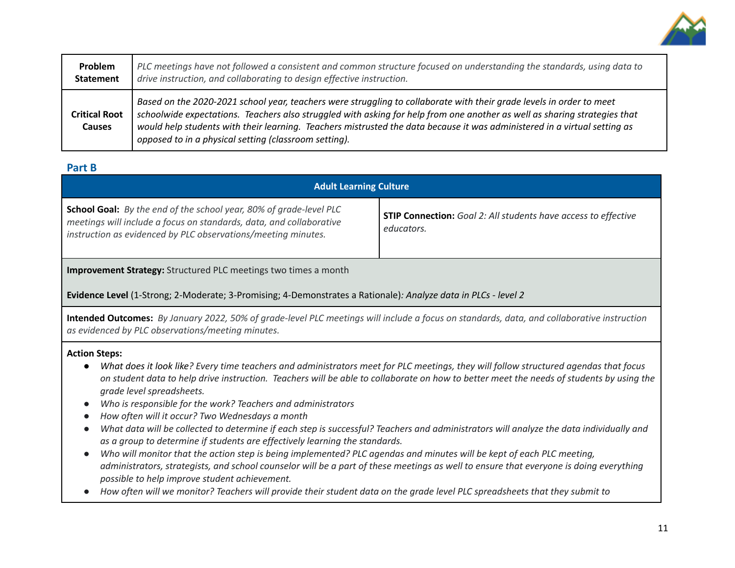| **Problem Statement** | *PLC meetings have not followed a consistent and common structure focused on understanding the standards, using data to drive instruction, and collaborating to design effective instruction.* |
|---|---|
| **Critical Root Causes** | *Based on the 2020-2021 school year, teachers were struggling to collaborate with their grade levels in order to meet schoolwide expectations. Teachers also struggled with asking for help from one another as well as sharing strategies that would help students with their learning. Teachers mistrusted the data because it was administered in a virtual setting as opposed to in a physical setting (classroom setting).* |

## Part B

| **Adult Learning Culture** | |
|---|---|
| **School Goal:** *By the end of the school year, 80% of grade-level PLC meetings will include a focus on standards, data, and collaborative instruction as evidenced by PLC observations/meeting minutes.* | **STIP Connection:** *Goal 2: All students have access to effective educators.* |
| **Improvement Strategy:** Structured PLC meetings two times a month<br><br>**Evidence Level** (1-Strong; 2-Moderate; 3-Promising; 4-Demonstrates a Rationale)*: Analyze data in PLCs - level 2* | |
| **Intended Outcomes:** *By January 2022, 50% of grade-level PLC meetings will include a focus on standards, data, and collaborative instruction as evidenced by PLC observations/meeting minutes.* | |
| **Action Steps:**<br>● *What does it look like? Every time teachers and administrators meet for PLC meetings, they will follow structured agendas that focus on student data to help drive instruction. Teachers will be able to collaborate on how to better meet the needs of students by using the grade level spreadsheets.*<br>● *Who is responsible for the work? Teachers and administrators*<br>● *How often will it occur? Two Wednesdays a month*<br>● *What data will be collected to determine if each step is successful? Teachers and administrators will analyze the data individually and as a group to determine if students are effectively learning the standards.*<br>● *Who will monitor that the action step is being implemented? PLC agendas and minutes will be kept of each PLC meeting, administrators, strategists, and school counselor will be a part of these meetings as well to ensure that everyone is doing everything possible to help improve student achievement.*<br>● *How often will we monitor? Teachers will provide their student data on the grade level PLC spreadsheets that they submit to* | |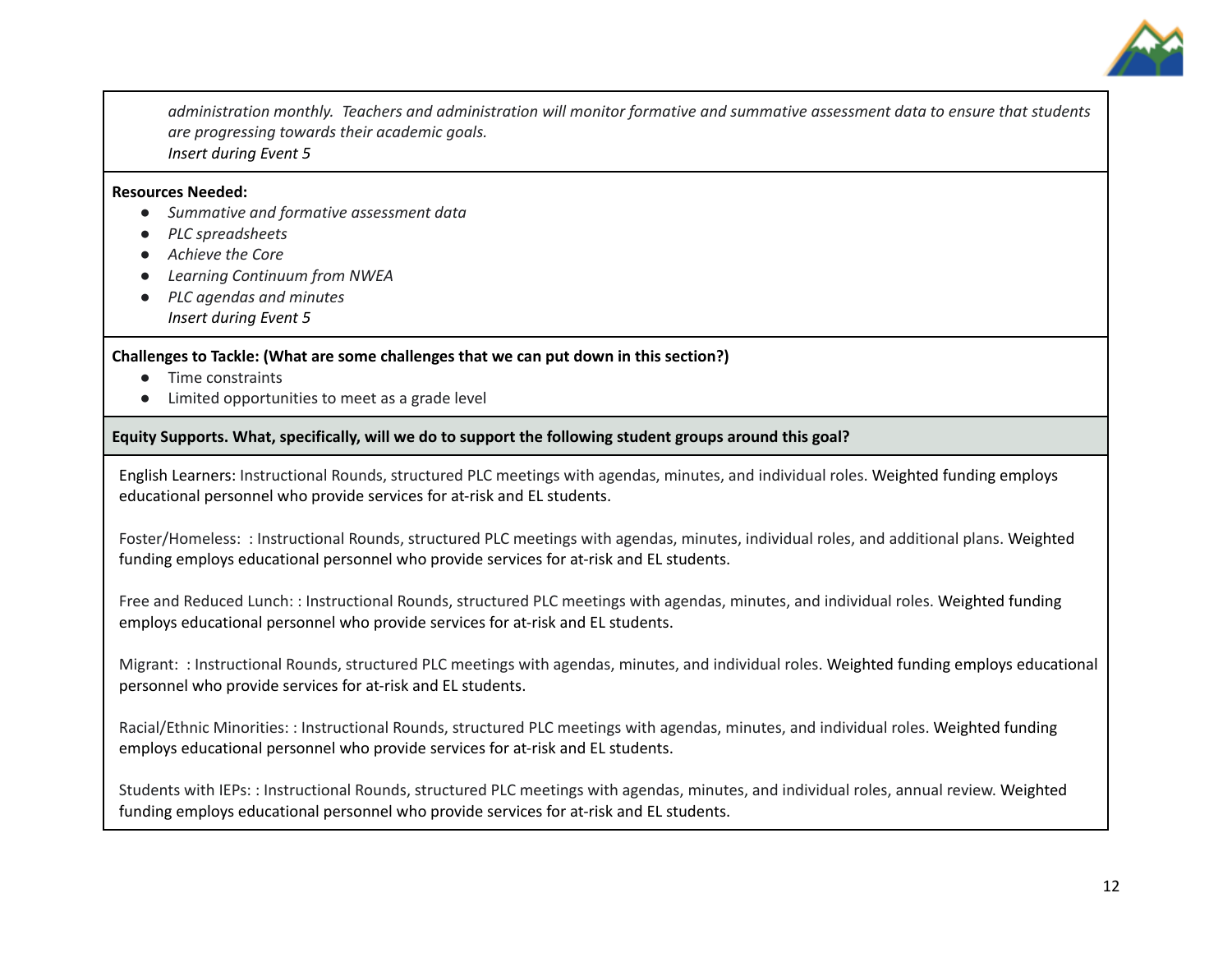*administration monthly. Teachers and administration will monitor formative and summative assessment data to ensure that students are progressing towards their academic goals.*
*Insert during Event 5*

**Resources Needed:**

- *Summative and formative assessment data*
- *PLC spreadsheets*
- *Achieve the Core*
- *Learning Continuum from NWEA*
- *PLC agendas and minutes*
  *Insert during Event 5*

**Challenges to Tackle: (What are some challenges that we can put down in this section?)**

- Time constraints
- Limited opportunities to meet as a grade level

**Equity Supports. What, specifically, will we do to support the following student groups around this goal?**

English Learners: Instructional Rounds, structured PLC meetings with agendas, minutes, and individual roles. Weighted funding employs educational personnel who provide services for at-risk and EL students.

Foster/Homeless: : Instructional Rounds, structured PLC meetings with agendas, minutes, individual roles, and additional plans. Weighted funding employs educational personnel who provide services for at-risk and EL students.

Free and Reduced Lunch: : Instructional Rounds, structured PLC meetings with agendas, minutes, and individual roles. Weighted funding employs educational personnel who provide services for at-risk and EL students.

Migrant: : Instructional Rounds, structured PLC meetings with agendas, minutes, and individual roles. Weighted funding employs educational personnel who provide services for at-risk and EL students.

Racial/Ethnic Minorities: : Instructional Rounds, structured PLC meetings with agendas, minutes, and individual roles. Weighted funding employs educational personnel who provide services for at-risk and EL students.

Students with IEPs: : Instructional Rounds, structured PLC meetings with agendas, minutes, and individual roles, annual review. Weighted funding employs educational personnel who provide services for at-risk and EL students.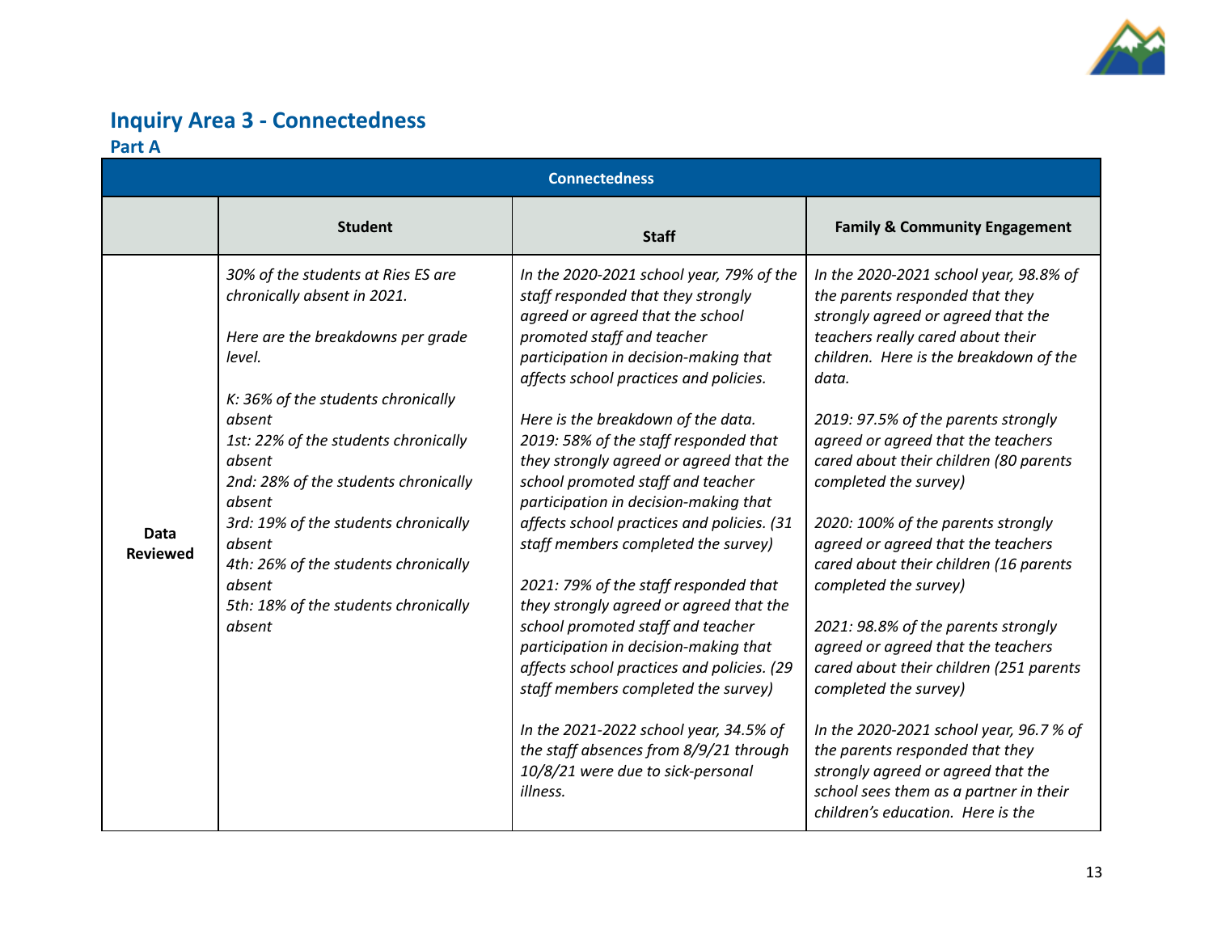## Inquiry Area 3 - Connectedness

### Part A

| Connectedness | | | |
|---|---|---|---|
| | **Student** | **Staff** | **Family & Community Engagement** |
| **Data Reviewed** | *30% of the students at Ries ES are chronically absent in 2021.*<br><br>*Here are the breakdowns per grade level.*<br><br>*K: 36% of the students chronically absent*<br>*1st: 22% of the students chronically absent*<br>*2nd: 28% of the students chronically absent*<br>*3rd: 19% of the students chronically absent*<br>*4th: 26% of the students chronically absent*<br>*5th: 18% of the students chronically absent* | *In the 2020-2021 school year, 79% of the staff responded that they strongly agreed or agreed that the school promoted staff and teacher participation in decision-making that affects school practices and policies.*<br><br>*Here is the breakdown of the data.*<br>*2019: 58% of the staff responded that they strongly agreed or agreed that the school promoted staff and teacher participation in decision-making that affects school practices and policies. (31 staff members completed the survey)*<br><br>*2021: 79% of the staff responded that they strongly agreed or agreed that the school promoted staff and teacher participation in decision-making that affects school practices and policies. (29 staff members completed the survey)*<br><br>*In the 2021-2022 school year, 34.5% of the staff absences from 8/9/21 through 10/8/21 were due to sick-personal illness.* | *In the 2020-2021 school year, 98.8% of the parents responded that they strongly agreed or agreed that the teachers really cared about their children. Here is the breakdown of the data.*<br><br>*2019: 97.5% of the parents strongly agreed or agreed that the teachers cared about their children (80 parents completed the survey)*<br><br>*2020: 100% of the parents strongly agreed or agreed that the teachers cared about their children (16 parents completed the survey)*<br><br>*2021: 98.8% of the parents strongly agreed or agreed that the teachers cared about their children (251 parents completed the survey)*<br><br>*In the 2020-2021 school year, 96.7 % of the parents responded that they strongly agreed or agreed that the school sees them as a partner in their children's education. Here is the* |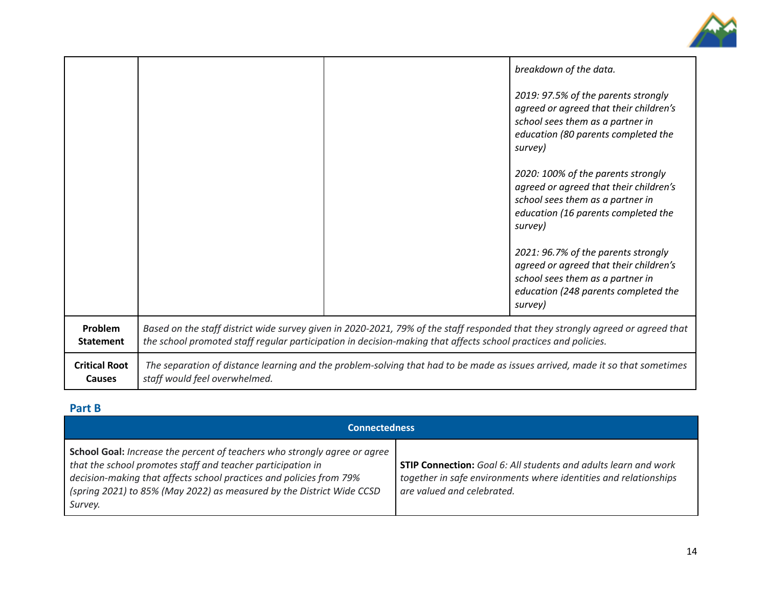| | | | *breakdown of the data.*<br><br>*2019: 97.5% of the parents strongly agreed or agreed that their children's school sees them as a partner in education (80 parents completed the survey)*<br><br>*2020: 100% of the parents strongly agreed or agreed that their children's school sees them as a partner in education (16 parents completed the survey)*<br><br>*2021: 96.7% of the parents strongly agreed or agreed that their children's school sees them as a partner in education (248 parents completed the survey)* |
|---|---|---|---|
| **Problem Statement** | *Based on the staff district wide survey given in 2020-2021, 79% of the staff responded that they strongly agreed or agreed that the school promoted staff regular participation in decision-making that affects school practices and policies.* | | |
| **Critical Root Causes** | *The separation of distance learning and the problem-solving that had to be made as issues arrived, made it so that sometimes staff would feel overwhelmed.* | | |

## Part B

| Connectedness | |
|---|---|
| **School Goal:** *Increase the percent of teachers who strongly agree or agree that the school promotes staff and teacher participation in decision-making that affects school practices and policies from 79% (spring 2021) to 85% (May 2022) as measured by the District Wide CCSD Survey.* | **STIP Connection:** *Goal 6: All students and adults learn and work together in safe environments where identities and relationships are valued and celebrated.* |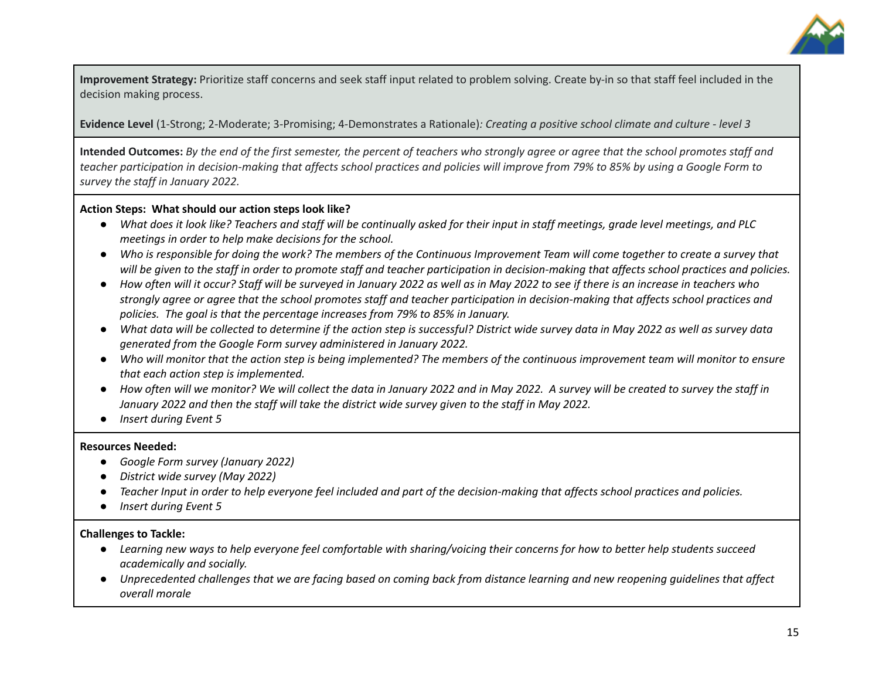**Improvement Strategy:** Prioritize staff concerns and seek staff input related to problem solving. Create by-in so that staff feel included in the decision making process.

**Evidence Level** (1-Strong; 2-Moderate; 3-Promising; 4-Demonstrates a Rationale)*: Creating a positive school climate and culture - level 3*

**Intended Outcomes:** *By the end of the first semester, the percent of teachers who strongly agree or agree that the school promotes staff and teacher participation in decision-making that affects school practices and policies will improve from 79% to 85% by using a Google Form to survey the staff in January 2022.*

**Action Steps: What should our action steps look like?**

- *What does it look like? Teachers and staff will be continually asked for their input in staff meetings, grade level meetings, and PLC meetings in order to help make decisions for the school.*
- *Who is responsible for doing the work? The members of the Continuous Improvement Team will come together to create a survey that will be given to the staff in order to promote staff and teacher participation in decision-making that affects school practices and policies.*
- *How often will it occur? Staff will be surveyed in January 2022 as well as in May 2022 to see if there is an increase in teachers who strongly agree or agree that the school promotes staff and teacher participation in decision-making that affects school practices and policies. The goal is that the percentage increases from 79% to 85% in January.*
- *What data will be collected to determine if the action step is successful? District wide survey data in May 2022 as well as survey data generated from the Google Form survey administered in January 2022.*
- *Who will monitor that the action step is being implemented? The members of the continuous improvement team will monitor to ensure that each action step is implemented.*
- *How often will we monitor? We will collect the data in January 2022 and in May 2022. A survey will be created to survey the staff in January 2022 and then the staff will take the district wide survey given to the staff in May 2022.*
- *Insert during Event 5*

**Resources Needed:**

- *Google Form survey (January 2022)*
- *District wide survey (May 2022)*
- *Teacher Input in order to help everyone feel included and part of the decision-making that affects school practices and policies.*
- *Insert during Event 5*

**Challenges to Tackle:**

- *Learning new ways to help everyone feel comfortable with sharing/voicing their concerns for how to better help students succeed academically and socially.*
- *Unprecedented challenges that we are facing based on coming back from distance learning and new reopening guidelines that affect overall morale*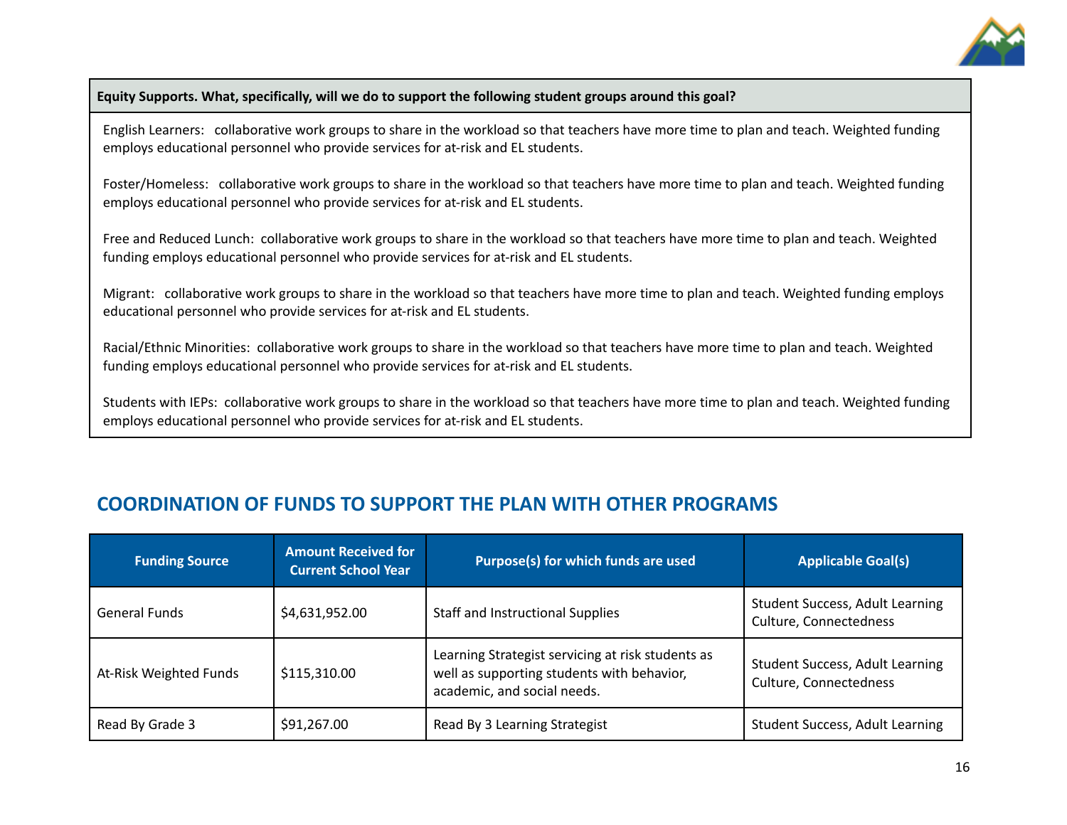| Equity Supports. What, specifically, will we do to support the following student groups around this goal? |
| --- |
| English Learners: collaborative work groups to share in the workload so that teachers have more time to plan and teach. Weighted funding employs educational personnel who provide services for at-risk and EL students.<br><br>Foster/Homeless: collaborative work groups to share in the workload so that teachers have more time to plan and teach. Weighted funding employs educational personnel who provide services for at-risk and EL students.<br><br>Free and Reduced Lunch: collaborative work groups to share in the workload so that teachers have more time to plan and teach. Weighted funding employs educational personnel who provide services for at-risk and EL students.<br><br>Migrant: collaborative work groups to share in the workload so that teachers have more time to plan and teach. Weighted funding employs educational personnel who provide services for at-risk and EL students.<br><br>Racial/Ethnic Minorities: collaborative work groups to share in the workload so that teachers have more time to plan and teach. Weighted funding employs educational personnel who provide services for at-risk and EL students.<br><br>Students with IEPs: collaborative work groups to share in the workload so that teachers have more time to plan and teach. Weighted funding employs educational personnel who provide services for at-risk and EL students. |

## COORDINATION OF FUNDS TO SUPPORT THE PLAN WITH OTHER PROGRAMS

| Funding Source | Amount Received for Current School Year | Purpose(s) for which funds are used | Applicable Goal(s) |
| --- | --- | --- | --- |
| General Funds | $4,631,952.00 | Staff and Instructional Supplies | Student Success, Adult Learning Culture, Connectedness |
| At-Risk Weighted Funds | $115,310.00 | Learning Strategist servicing at risk students as well as supporting students with behavior, academic, and social needs. | Student Success, Adult Learning Culture, Connectedness |
| Read By Grade 3 | $91,267.00 | Read By 3 Learning Strategist | Student Success, Adult Learning |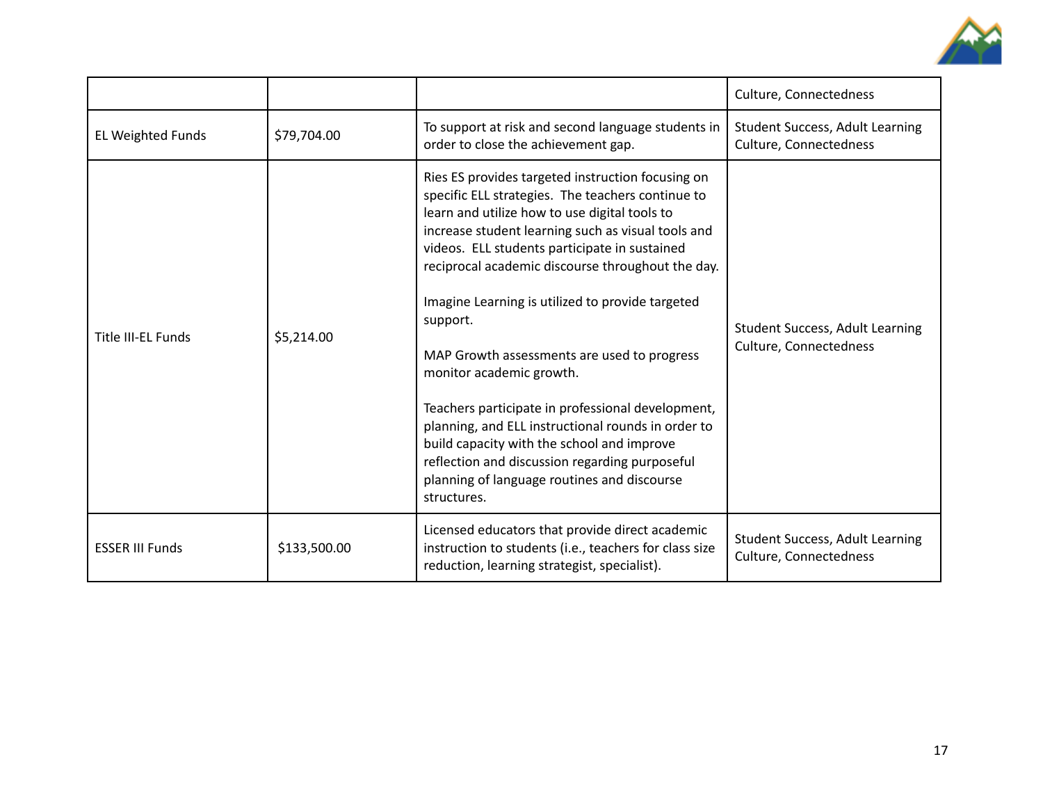| | | | |
|---|---|---|---|
| | | | Culture, Connectedness |
| EL Weighted Funds | $79,704.00 | To support at risk and second language students in order to close the achievement gap. | Student Success, Adult Learning Culture, Connectedness |
| Title III-EL Funds | $5,214.00 | Ries ES provides targeted instruction focusing on specific ELL strategies. The teachers continue to learn and utilize how to use digital tools to increase student learning such as visual tools and videos. ELL students participate in sustained reciprocal academic discourse throughout the day.<br><br>Imagine Learning is utilized to provide targeted support.<br><br>MAP Growth assessments are used to progress monitor academic growth.<br><br>Teachers participate in professional development, planning, and ELL instructional rounds in order to build capacity with the school and improve reflection and discussion regarding purposeful planning of language routines and discourse structures. | Student Success, Adult Learning Culture, Connectedness |
| ESSER III Funds | $133,500.00 | Licensed educators that provide direct academic instruction to students (i.e., teachers for class size reduction, learning strategist, specialist). | Student Success, Adult Learning Culture, Connectedness |